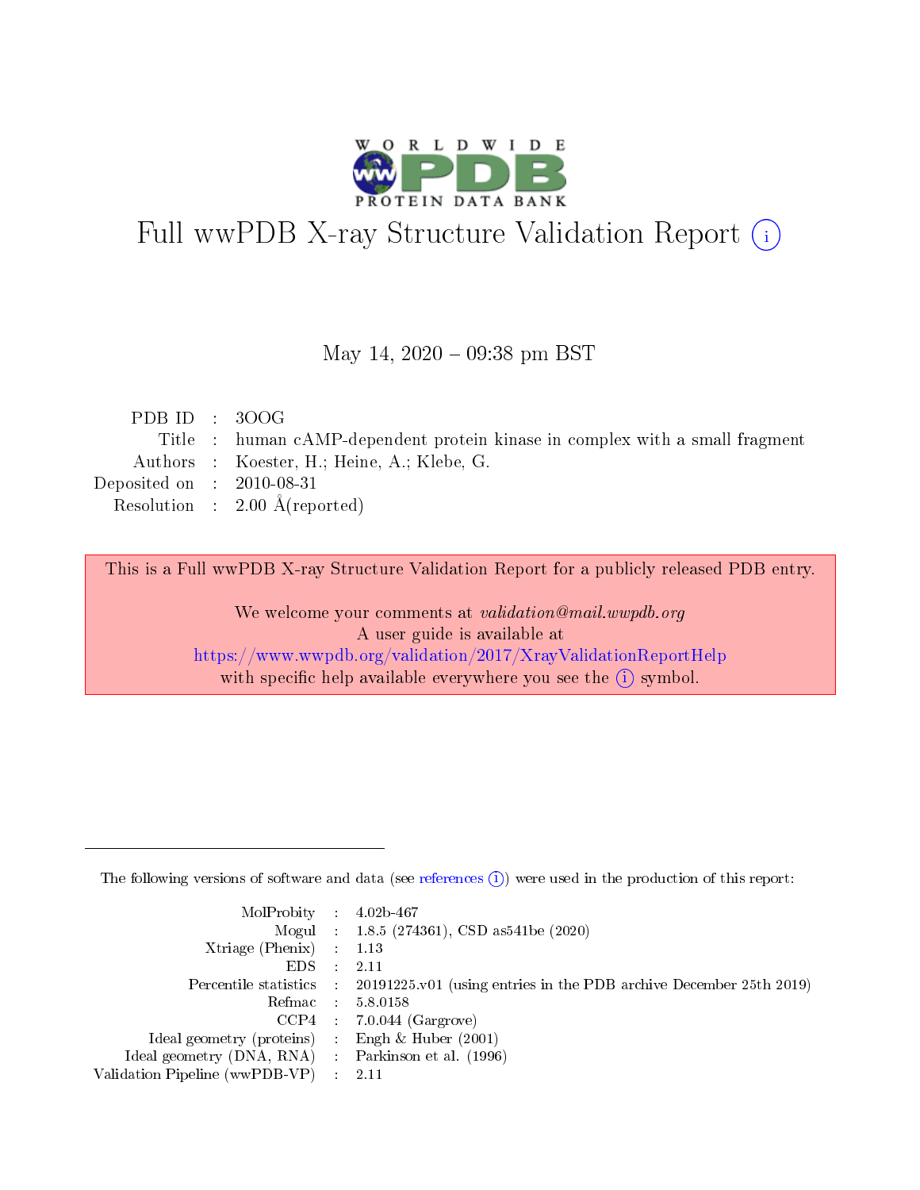# Full wwPDB X-ray Structure Validation Report (i)

May 14, 2020 – 09:38 pm BST

| | | |
|---|---|---|
| PDB ID | : | 3OOG |
| Title | : | human cAMP-dependent protein kinase in complex with a small fragment |
| Authors | : | Koester, H.; Heine, A.; Klebe, G. |
| Deposited on | : | 2010-08-31 |
| Resolution | : | 2.00 Å(reported) |

This is a Full wwPDB X-ray Structure Validation Report for a publicly released PDB entry.

We welcome your comments at *validation@mail.wwpdb.org*
A user guide is available at
https://www.wwpdb.org/validation/2017/XrayValidationReportHelp
with specific help available everywhere you see the (i) symbol.

---

The following versions of software and data (see references (i)) were used in the production of this report:

| | | |
|---|---|---|
| MolProbity | : | 4.02b-467 |
| Mogul | : | 1.8.5 (274361), CSD as541be (2020) |
| Xtriage (Phenix) | : | 1.13 |
| EDS | : | 2.11 |
| Percentile statistics | : | 20191225.v01 (using entries in the PDB archive December 25th 2019) |
| Refmac | : | 5.8.0158 |
| CCP4 | : | 7.0.044 (Gargrove) |
| Ideal geometry (proteins) | : | Engh & Huber (2001) |
| Ideal geometry (DNA, RNA) | : | Parkinson et al. (1996) |
| Validation Pipeline (wwPDB-VP) | : | 2.11 |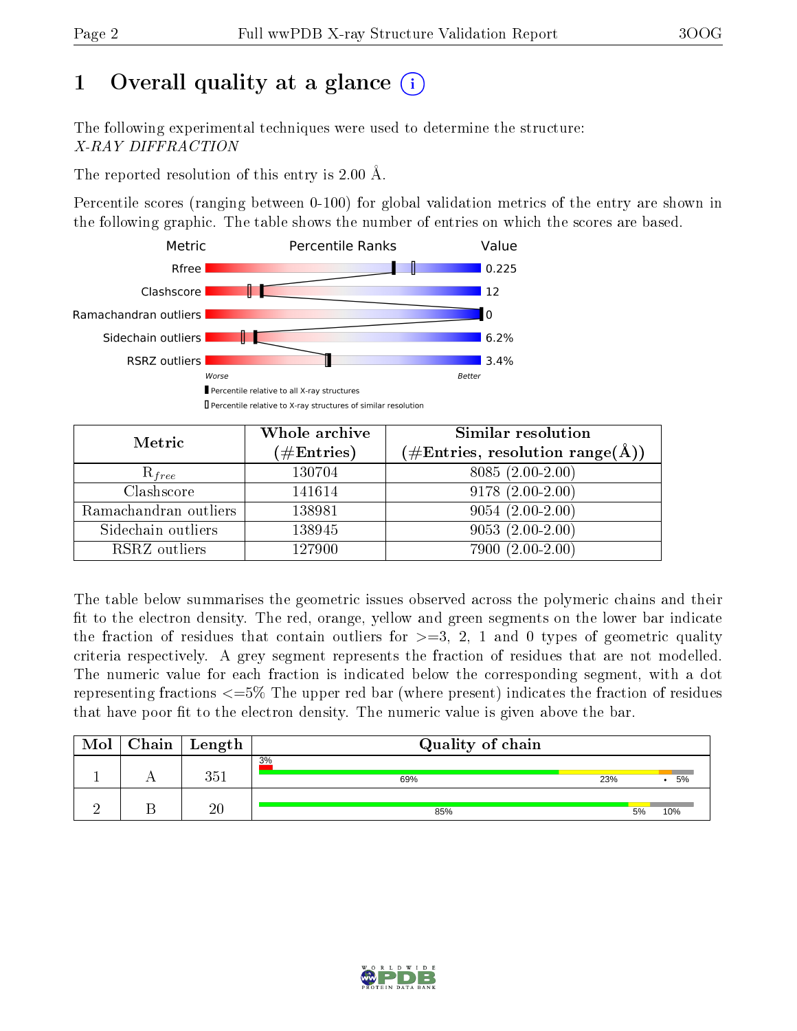# 1 Overall quality at a glance

The following experimental techniques were used to determine the structure:
*X-RAY DIFFRACTION*

The reported resolution of this entry is 2.00 Å.

Percentile scores (ranging between 0-100) for global validation metrics of the entry are shown in the following graphic. The table shows the number of entries on which the scores are based.

| Metric | Value |
|---|---|
| Rfree | 0.225 |
| Clashscore | 12 |
| Ramachandran outliers | 0 |
| Sidechain outliers | 6.2% |
| RSRZ outliers | 3.4% |

Worse — Better

- Percentile relative to all X-ray structures
- Percentile relative to X-ray structures of similar resolution

| Metric | Whole archive (#Entries) | Similar resolution (#Entries, resolution range(Å)) |
|---|---|---|
| $R_{free}$ | 130704 | 8085 (2.00-2.00) |
| Clashscore | 141614 | 9178 (2.00-2.00) |
| Ramachandran outliers | 138981 | 9054 (2.00-2.00) |
| Sidechain outliers | 138945 | 9053 (2.00-2.00) |
| RSRZ outliers | 127900 | 7900 (2.00-2.00) |

The table below summarises the geometric issues observed across the polymeric chains and their fit to the electron density. The red, orange, yellow and green segments on the lower bar indicate the fraction of residues that contain outliers for >=3, 2, 1 and 0 types of geometric quality criteria respectively. A grey segment represents the fraction of residues that are not modelled. The numeric value for each fraction is indicated below the corresponding segment, with a dot representing fractions <=5% The upper red bar (where present) indicates the fraction of residues that have poor fit to the electron density. The numeric value is given above the bar.

| Mol | Chain | Length | Quality of chain |
|---|---|---|---|
| 1 | A | 351 | 3% (poor fit); 69%, 23%, •, 5% |
| 2 | B | 20 | 85%, 5%, 10% |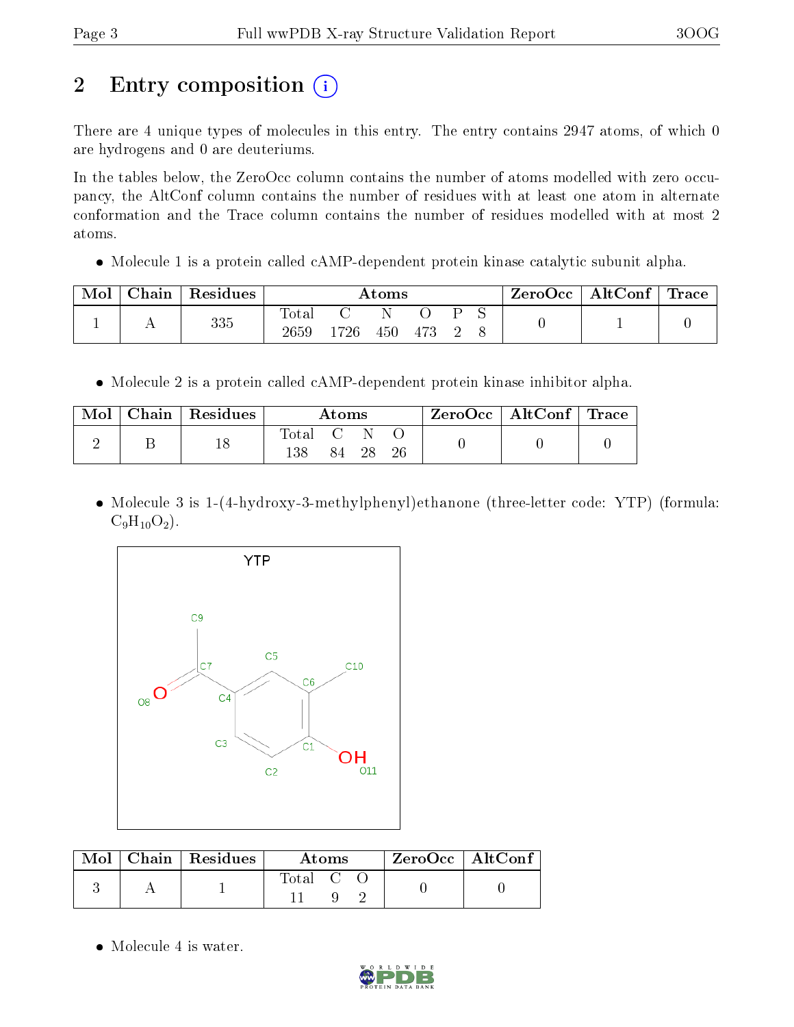# 2 Entry composition

There are 4 unique types of molecules in this entry. The entry contains 2947 atoms, of which 0 are hydrogens and 0 are deuteriums.

In the tables below, the ZeroOcc column contains the number of atoms modelled with zero occupancy, the AltConf column contains the number of residues with at least one atom in alternate conformation and the Trace column contains the number of residues modelled with at most 2 atoms.

- Molecule 1 is a protein called cAMP-dependent protein kinase catalytic subunit alpha.

| Mol | Chain | Residues | Atoms | | | | | | ZeroOcc | AltConf | Trace |
|---|---|---|---|---|---|---|---|---|---|---|---|
| 1 | A | 335 | Total | C | N | O | P | S | 0 | 1 | 0 |
| | | | 2659 | 1726 | 450 | 473 | 2 | 8 | | | |

- Molecule 2 is a protein called cAMP-dependent protein kinase inhibitor alpha.

| Mol | Chain | Residues | Atoms | | | | ZeroOcc | AltConf | Trace |
|---|---|---|---|---|---|---|---|---|---|
| 2 | B | 18 | Total | C | N | O | 0 | 0 | 0 |
| | | | 138 | 84 | 28 | 26 | | | |

- Molecule 3 is 1-(4-hydroxy-3-methylphenyl)ethanone (three-letter code: YTP) (formula: $C_9H_{10}O_2$).

| Mol | Chain | Residues | Atoms | | | ZeroOcc | AltConf |
|---|---|---|---|---|---|---|---|
| 3 | A | 1 | Total | C | O | 0 | 0 |
| | | | 11 | 9 | 2 | | |

- Molecule 4 is water.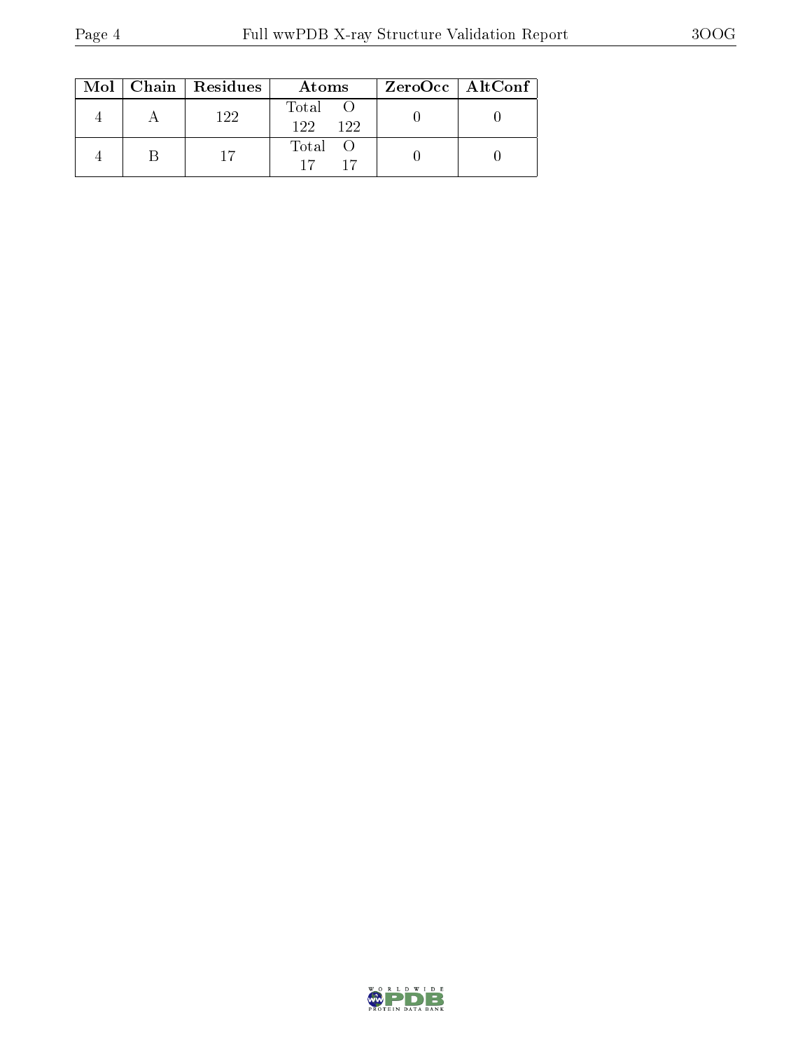| Mol | Chain | Residues | Atoms | | ZeroOcc | AltConf |
|---|---|---|---|---|---|---|
| | | | Total | O | | |
| 4 | A | 122 | 122 | 122 | 0 | 0 |
| 4 | B | 17 | 17 | 17 | 0 | 0 |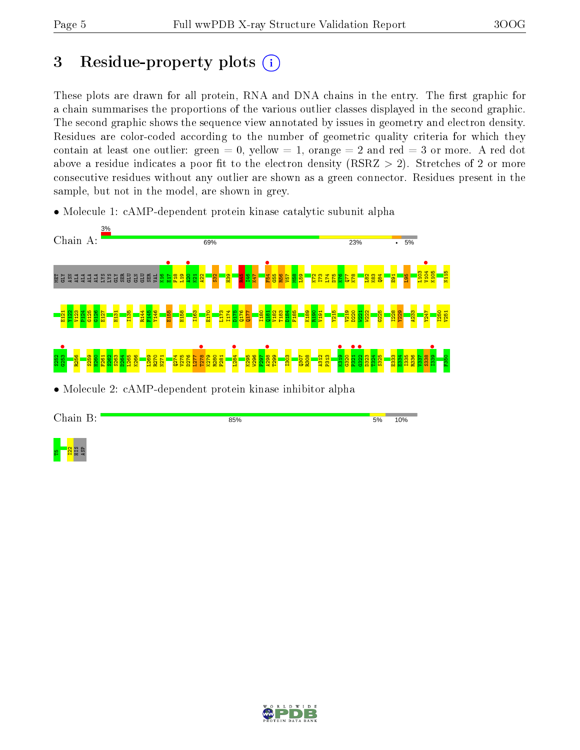# 3 Residue-property plots

These plots are drawn for all protein, RNA and DNA chains in the entry. The first graphic for a chain summarises the proportions of the various outlier classes displayed in the second graphic. The second graphic shows the sequence view annotated by issues in geometry and electron density. Residues are color-coded according to the number of geometric quality criteria for which they contain at least one outlier: green = 0, yellow = 1, orange = 2 and red = 3 or more. A red dot above a residue indicates a poor fit to the electron density (RSRZ > 2). Stretches of 2 or more consecutive residues without any outlier are shown as a green connector. Residues present in the sample, but not in the model, are shown in grey.

- Molecule 1: cAMP-dependent protein kinase catalytic subunit alpha

Chain A: 3% | 69% | 23% | • | 5%

MET GLY ASN ALA ALA ALA LYS LYS GLY SER GLU GLN GLU SER VAL K16 E17 F18 L19 A20 K21 A22 S32 H39 R45 I46 K47 F54 G55 R56 V57 M58 L59 K72 I73 L74 D75 K76 Q77 K78 L82 K83 Q84 E91 L95 L103 V104 K105 N115 E121 Y122 V123 F124 G125 G126 E127 H131 I135 R144 F145 Y146 E155 H158 I163 E170 L173 I174 D175 Q176 Q177 I180 Q181 V182 T183 D184 F185 K189 R190 V191 Y215 V219 D220 W221 W222 G225 I228 Y229 A233 Y247 I250 V251 S252 G253 R256 S259 H260 F261 S262 S263 D264 L265 K266 L269 R270 N271 Q274 V275 D276 L277 T278 K279 R280 F281 L284 K295 W296 F297 A298 T299 I303 Q307 R308 A312 P313 K319 G320 P321 G322 D323 T324 S325 E333 E334 I335 R336 V337 S338 I339 F350

- Molecule 2: cAMP-dependent protein kinase inhibitor alpha

Chain B: 85% | 5% | 10%

T5 I22 HIS ASP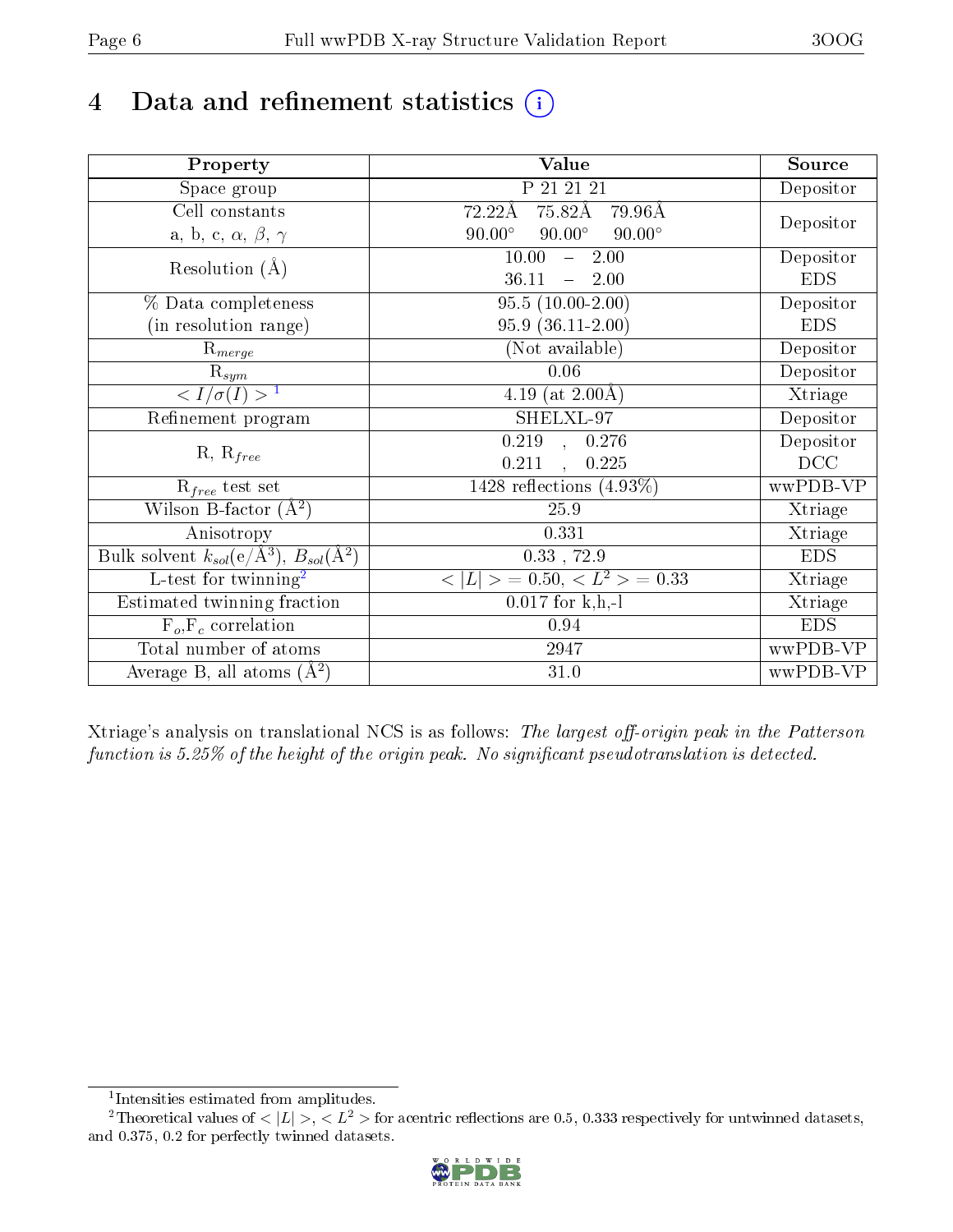# 4 Data and refinement statistics (i)

| Property | Value | Source |
|---|---|---|
| Space group | P 21 21 21 | Depositor |
| Cell constants<br>a, b, c, $\alpha$, $\beta$, $\gamma$ | 72.22Å 75.82Å 79.96Å<br>90.00° 90.00° 90.00° | Depositor |
| Resolution (Å) | 10.00 – 2.00<br>36.11 – 2.00 | Depositor<br>EDS |
| % Data completeness<br>(in resolution range) | 95.5 (10.00-2.00)<br>95.9 (36.11-2.00) | Depositor<br>EDS |
| $R_{merge}$ | (Not available) | Depositor |
| $R_{sym}$ | 0.06 | Depositor |
| $< I/\sigma(I) >$ [1] | 4.19 (at 2.00Å) | Xtriage |
| Refinement program | SHELXL-97 | Depositor |
| R, $R_{free}$ | 0.219 , 0.276<br>0.211 , 0.225 | Depositor<br>DCC |
| $R_{free}$ test set | 1428 reflections (4.93%) | wwPDB-VP |
| Wilson B-factor (Å$^2$) | 25.9 | Xtriage |
| Anisotropy | 0.331 | Xtriage |
| Bulk solvent $k_{sol}$(e/Å$^3$), $B_{sol}$(Å$^2$) | 0.33 , 72.9 | EDS |
| L-test for twinning[2] | $< \|L\| >$ = 0.50, $< L^2 >$ = 0.33 | Xtriage |
| Estimated twinning fraction | 0.017 for k,h,-l | Xtriage |
| $F_o$,$F_c$ correlation | 0.94 | EDS |
| Total number of atoms | 2947 | wwPDB-VP |
| Average B, all atoms (Å$^2$) | 31.0 | wwPDB-VP |

Xtriage's analysis on translational NCS is as follows: *The largest off-origin peak in the Patterson function is 5.25% of the height of the origin peak. No significant pseudotranslation is detected.*

[1] Intensities estimated from amplitudes.

[2] Theoretical values of $< |L| >$, $< L^2 >$ for acentric reflections are 0.5, 0.333 respectively for untwinned datasets, and 0.375, 0.2 for perfectly twinned datasets.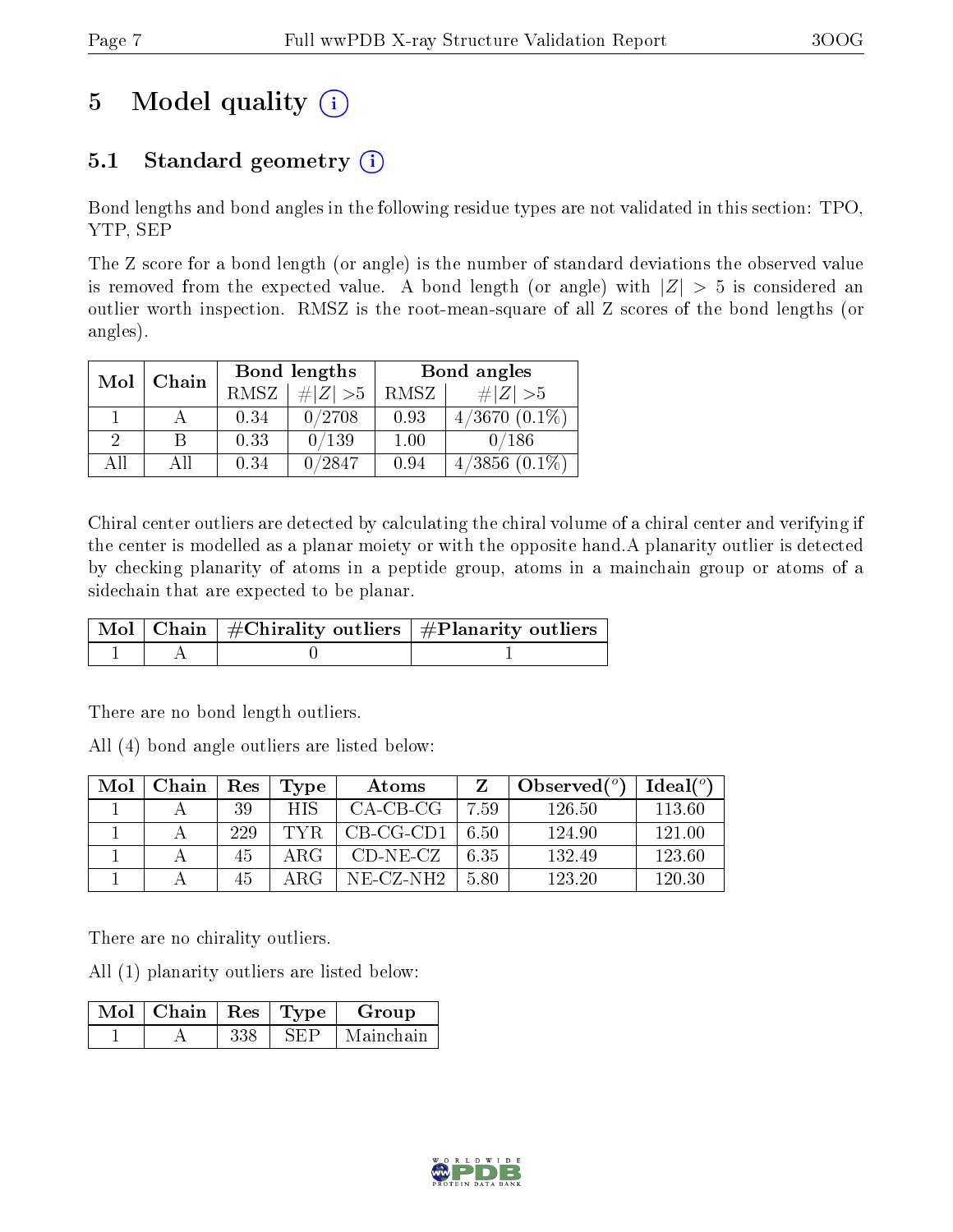# 5 Model quality (i)

## 5.1 Standard geometry (i)

Bond lengths and bond angles in the following residue types are not validated in this section: TPO, YTP, SEP

The Z score for a bond length (or angle) is the number of standard deviations the observed value is removed from the expected value. A bond length (or angle) with $|Z| > 5$ is considered an outlier worth inspection. RMSZ is the root-mean-square of all Z scores of the bond lengths (or angles).

| Mol | Chain | Bond lengths | | Bond angles | |
|---|---|---|---|---|---|
| | | RMSZ | #$\|Z\|$ >5 | RMSZ | #$\|Z\|$ >5 |
| 1 | A | 0.34 | 0/2708 | 0.93 | 4/3670 (0.1%) |
| 2 | B | 0.33 | 0/139 | 1.00 | 0/186 |
| All | All | 0.34 | 0/2847 | 0.94 | 4/3856 (0.1%) |

Chiral center outliers are detected by calculating the chiral volume of a chiral center and verifying if the center is modelled as a planar moiety or with the opposite hand.A planarity outlier is detected by checking planarity of atoms in a peptide group, atoms in a mainchain group or atoms of a sidechain that are expected to be planar.

| Mol | Chain | #Chirality outliers | #Planarity outliers |
|---|---|---|---|
| 1 | A | 0 | 1 |

There are no bond length outliers.

All (4) bond angle outliers are listed below:

| Mol | Chain | Res | Type | Atoms | Z | Observed(°) | Ideal(°) |
|---|---|---|---|---|---|---|---|
| 1 | A | 39 | HIS | CA-CB-CG | 7.59 | 126.50 | 113.60 |
| 1 | A | 229 | TYR | CB-CG-CD1 | 6.50 | 124.90 | 121.00 |
| 1 | A | 45 | ARG | CD-NE-CZ | 6.35 | 132.49 | 123.60 |
| 1 | A | 45 | ARG | NE-CZ-NH2 | 5.80 | 123.20 | 120.30 |

There are no chirality outliers.

All (1) planarity outliers are listed below:

| Mol | Chain | Res | Type | Group |
|---|---|---|---|---|
| 1 | A | 338 | SEP | Mainchain |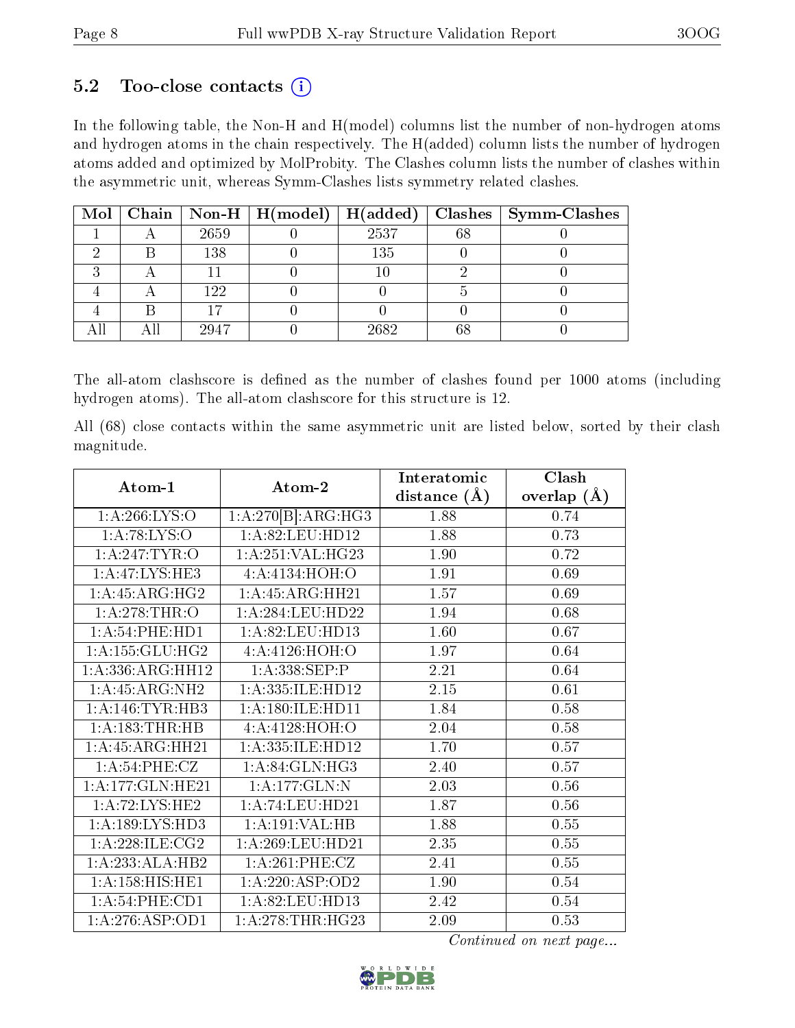## 5.2 Too-close contacts (i)

In the following table, the Non-H and H(model) columns list the number of non-hydrogen atoms and hydrogen atoms in the chain respectively. The H(added) column lists the number of hydrogen atoms added and optimized by MolProbity. The Clashes column lists the number of clashes within the asymmetric unit, whereas Symm-Clashes lists symmetry related clashes.

| Mol | Chain | Non-H | H(model) | H(added) | Clashes | Symm-Clashes |
|---|---|---|---|---|---|---|
| 1 | A | 2659 | 0 | 2537 | 68 | 0 |
| 2 | B | 138 | 0 | 135 | 0 | 0 |
| 3 | A | 11 | 0 | 10 | 2 | 0 |
| 4 | A | 122 | 0 | 0 | 5 | 0 |
| 4 | B | 17 | 0 | 0 | 0 | 0 |
| All | All | 2947 | 0 | 2682 | 68 | 0 |

The all-atom clashscore is defined as the number of clashes found per 1000 atoms (including hydrogen atoms). The all-atom clashscore for this structure is 12.

All (68) close contacts within the same asymmetric unit are listed below, sorted by their clash magnitude.

| Atom-1 | Atom-2 | Interatomic distance (Å) | Clash overlap (Å) |
|---|---|---|---|
| 1:A:266:LYS:O | 1:A:270[B]:ARG:HG3 | 1.88 | 0.74 |
| 1:A:78:LYS:O | 1:A:82:LEU:HD12 | 1.88 | 0.73 |
| 1:A:247:TYR:O | 1:A:251:VAL:HG23 | 1.90 | 0.72 |
| 1:A:47:LYS:HE3 | 4:A:4134:HOH:O | 1.91 | 0.69 |
| 1:A:45:ARG:HG2 | 1:A:45:ARG:HH21 | 1.57 | 0.69 |
| 1:A:278:THR:O | 1:A:284:LEU:HD22 | 1.94 | 0.68 |
| 1:A:54:PHE:HD1 | 1:A:82:LEU:HD13 | 1.60 | 0.67 |
| 1:A:155:GLU:HG2 | 4:A:4126:HOH:O | 1.97 | 0.64 |
| 1:A:336:ARG:HH12 | 1:A:338:SEP:P | 2.21 | 0.64 |
| 1:A:45:ARG:NH2 | 1:A:335:ILE:HD12 | 2.15 | 0.61 |
| 1:A:146:TYR:HB3 | 1:A:180:ILE:HD11 | 1.84 | 0.58 |
| 1:A:183:THR:HB | 4:A:4128:HOH:O | 2.04 | 0.58 |
| 1:A:45:ARG:HH21 | 1:A:335:ILE:HD12 | 1.70 | 0.57 |
| 1:A:54:PHE:CZ | 1:A:84:GLN:HG3 | 2.40 | 0.57 |
| 1:A:177:GLN:HE21 | 1:A:177:GLN:N | 2.03 | 0.56 |
| 1:A:72:LYS:HE2 | 1:A:74:LEU:HD21 | 1.87 | 0.56 |
| 1:A:189:LYS:HD3 | 1:A:191:VAL:HB | 1.88 | 0.55 |
| 1:A:228:ILE:CG2 | 1:A:269:LEU:HD21 | 2.35 | 0.55 |
| 1:A:233:ALA:HB2 | 1:A:261:PHE:CZ | 2.41 | 0.55 |
| 1:A:158:HIS:HE1 | 1:A:220:ASP:OD2 | 1.90 | 0.54 |
| 1:A:54:PHE:CD1 | 1:A:82:LEU:HD13 | 2.42 | 0.54 |
| 1:A:276:ASP:OD1 | 1:A:278:THR:HG23 | 2.09 | 0.53 |

*Continued on next page...*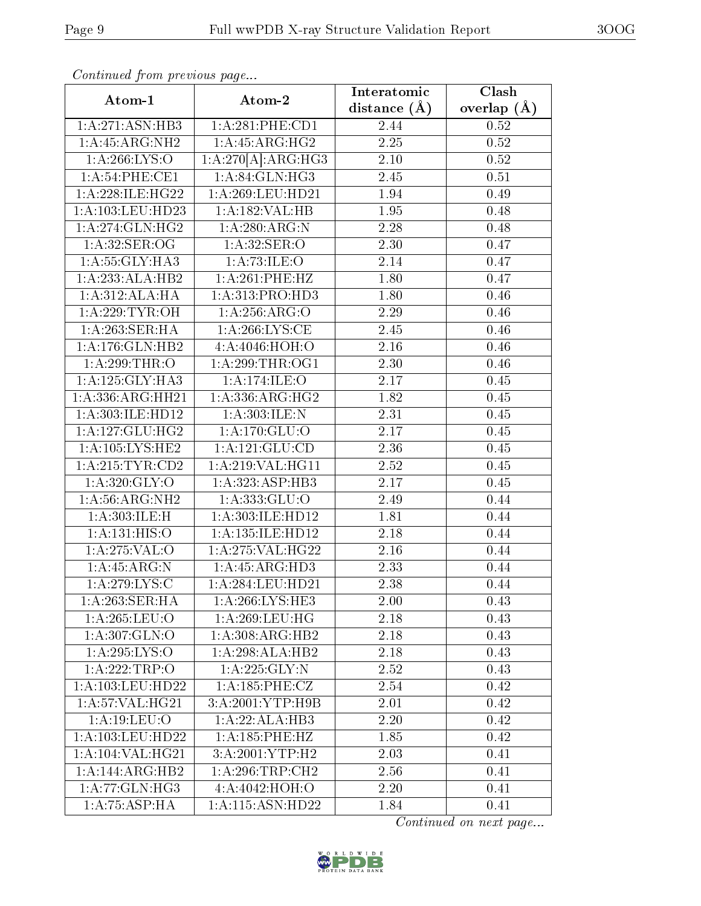*Continued from previous page...*

| Atom-1 | Atom-2 | Interatomic distance (Å) | Clash overlap (Å) |
|---|---|---|---|
| 1:A:271:ASN:HB3 | 1:A:281:PHE:CD1 | 2.44 | 0.52 |
| 1:A:45:ARG:NH2 | 1:A:45:ARG:HG2 | 2.25 | 0.52 |
| 1:A:266:LYS:O | 1:A:270[A]:ARG:HG3 | 2.10 | 0.52 |
| 1:A:54:PHE:CE1 | 1:A:84:GLN:HG3 | 2.45 | 0.51 |
| 1:A:228:ILE:HG22 | 1:A:269:LEU:HD21 | 1.94 | 0.49 |
| 1:A:103:LEU:HD23 | 1:A:182:VAL:HB | 1.95 | 0.48 |
| 1:A:274:GLN:HG2 | 1:A:280:ARG:N | 2.28 | 0.48 |
| 1:A:32:SER:OG | 1:A:32:SER:O | 2.30 | 0.47 |
| 1:A:55:GLY:HA3 | 1:A:73:ILE:O | 2.14 | 0.47 |
| 1:A:233:ALA:HB2 | 1:A:261:PHE:HZ | 1.80 | 0.47 |
| 1:A:312:ALA:HA | 1:A:313:PRO:HD3 | 1.80 | 0.46 |
| 1:A:229:TYR:OH | 1:A:256:ARG:O | 2.29 | 0.46 |
| 1:A:263:SER:HA | 1:A:266:LYS:CE | 2.45 | 0.46 |
| 1:A:176:GLN:HB2 | 4:A:4046:HOH:O | 2.16 | 0.46 |
| 1:A:299:THR:O | 1:A:299:THR:OG1 | 2.30 | 0.46 |
| 1:A:125:GLY:HA3 | 1:A:174:ILE:O | 2.17 | 0.45 |
| 1:A:336:ARG:HH21 | 1:A:336:ARG:HG2 | 1.82 | 0.45 |
| 1:A:303:ILE:HD12 | 1:A:303:ILE:N | 2.31 | 0.45 |
| 1:A:127:GLU:HG2 | 1:A:170:GLU:O | 2.17 | 0.45 |
| 1:A:105:LYS:HE2 | 1:A:121:GLU:CD | 2.36 | 0.45 |
| 1:A:215:TYR:CD2 | 1:A:219:VAL:HG11 | 2.52 | 0.45 |
| 1:A:320:GLY:O | 1:A:323:ASP:HB3 | 2.17 | 0.45 |
| 1:A:56:ARG:NH2 | 1:A:333:GLU:O | 2.49 | 0.44 |
| 1:A:303:ILE:H | 1:A:303:ILE:HD12 | 1.81 | 0.44 |
| 1:A:131:HIS:O | 1:A:135:ILE:HD12 | 2.18 | 0.44 |
| 1:A:275:VAL:O | 1:A:275:VAL:HG22 | 2.16 | 0.44 |
| 1:A:45:ARG:N | 1:A:45:ARG:HD3 | 2.33 | 0.44 |
| 1:A:279:LYS:C | 1:A:284:LEU:HD21 | 2.38 | 0.44 |
| 1:A:263:SER:HA | 1:A:266:LYS:HE3 | 2.00 | 0.43 |
| 1:A:265:LEU:O | 1:A:269:LEU:HG | 2.18 | 0.43 |
| 1:A:307:GLN:O | 1:A:308:ARG:HB2 | 2.18 | 0.43 |
| 1:A:295:LYS:O | 1:A:298:ALA:HB2 | 2.18 | 0.43 |
| 1:A:222:TRP:O | 1:A:225:GLY:N | 2.52 | 0.43 |
| 1:A:103:LEU:HD22 | 1:A:185:PHE:CZ | 2.54 | 0.42 |
| 1:A:57:VAL:HG21 | 3:A:2001:YTP:H9B | 2.01 | 0.42 |
| 1:A:19:LEU:O | 1:A:22:ALA:HB3 | 2.20 | 0.42 |
| 1:A:103:LEU:HD22 | 1:A:185:PHE:HZ | 1.85 | 0.42 |
| 1:A:104:VAL:HG21 | 3:A:2001:YTP:H2 | 2.03 | 0.41 |
| 1:A:144:ARG:HB2 | 1:A:296:TRP:CH2 | 2.56 | 0.41 |
| 1:A:77:GLN:HG3 | 4:A:4042:HOH:O | 2.20 | 0.41 |
| 1:A:75:ASP:HA | 1:A:115:ASN:HD22 | 1.84 | 0.41 |

*Continued on next page...*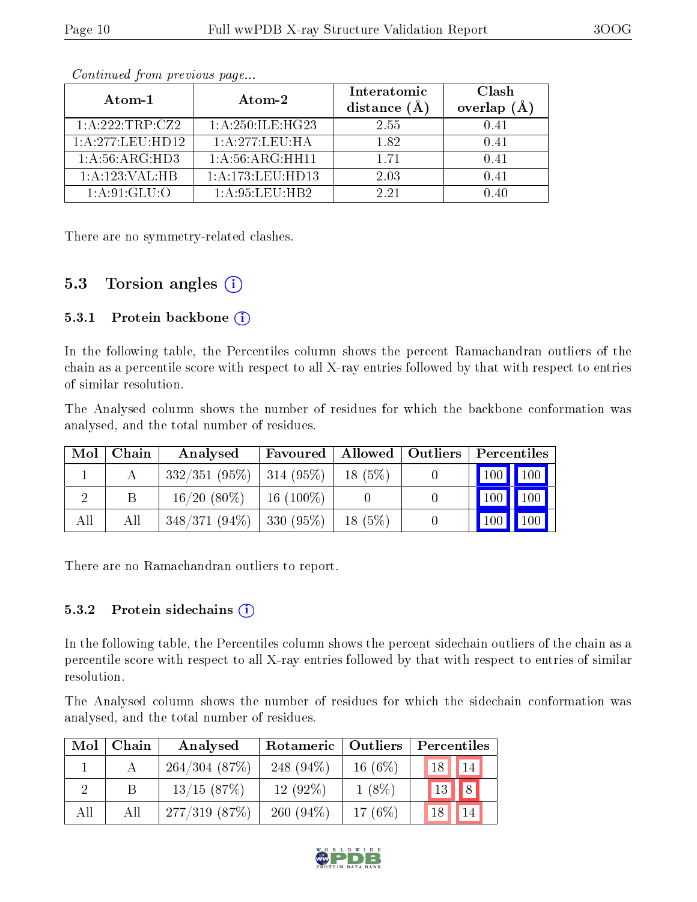*Continued from previous page...*

| Atom-1 | Atom-2 | Interatomic distance (Å) | Clash overlap (Å) |
|---|---|---|---|
| 1:A:222:TRP:CZ2 | 1:A:250:ILE:HG23 | 2.55 | 0.41 |
| 1:A:277:LEU:HD12 | 1:A:277:LEU:HA | 1.82 | 0.41 |
| 1:A:56:ARG:HD3 | 1:A:56:ARG:HH11 | 1.71 | 0.41 |
| 1:A:123:VAL:HB | 1:A:173:LEU:HD13 | 2.03 | 0.41 |
| 1:A:91:GLU:O | 1:A:95:LEU:HB2 | 2.21 | 0.40 |

There are no symmetry-related clashes.

## 5.3 Torsion angles

### 5.3.1 Protein backbone

In the following table, the Percentiles column shows the percent Ramachandran outliers of the chain as a percentile score with respect to all X-ray entries followed by that with respect to entries of similar resolution.

The Analysed column shows the number of residues for which the backbone conformation was analysed, and the total number of residues.

| Mol | Chain | Analysed | Favoured | Allowed | Outliers | Percentiles | |
|---|---|---|---|---|---|---|---|
| 1 | A | 332/351 (95%) | 314 (95%) | 18 (5%) | 0 | 100 | 100 |
| 2 | B | 16/20 (80%) | 16 (100%) | 0 | 0 | 100 | 100 |
| All | All | 348/371 (94%) | 330 (95%) | 18 (5%) | 0 | 100 | 100 |

There are no Ramachandran outliers to report.

### 5.3.2 Protein sidechains

In the following table, the Percentiles column shows the percent sidechain outliers of the chain as a percentile score with respect to all X-ray entries followed by that with respect to entries of similar resolution.

The Analysed column shows the number of residues for which the sidechain conformation was analysed, and the total number of residues.

| Mol | Chain | Analysed | Rotameric | Outliers | Percentiles | |
|---|---|---|---|---|---|---|
| 1 | A | 264/304 (87%) | 248 (94%) | 16 (6%) | 18 | 14 |
| 2 | B | 13/15 (87%) | 12 (92%) | 1 (8%) | 13 | 8 |
| All | All | 277/319 (87%) | 260 (94%) | 17 (6%) | 18 | 14 |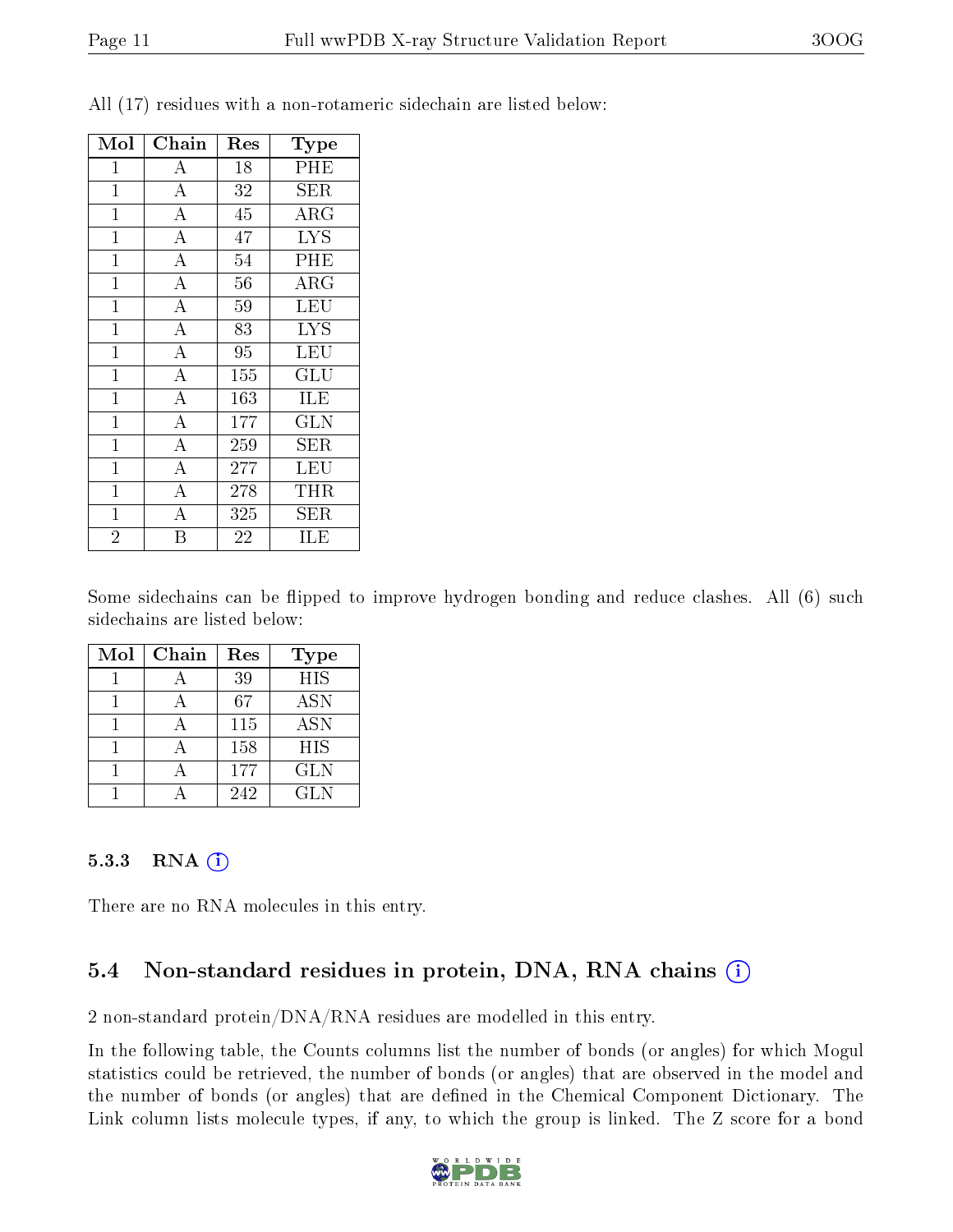All (17) residues with a non-rotameric sidechain are listed below:

| Mol | Chain | Res | Type |
|---|---|---|---|
| 1 | A | 18 | PHE |
| 1 | A | 32 | SER |
| 1 | A | 45 | ARG |
| 1 | A | 47 | LYS |
| 1 | A | 54 | PHE |
| 1 | A | 56 | ARG |
| 1 | A | 59 | LEU |
| 1 | A | 83 | LYS |
| 1 | A | 95 | LEU |
| 1 | A | 155 | GLU |
| 1 | A | 163 | ILE |
| 1 | A | 177 | GLN |
| 1 | A | 259 | SER |
| 1 | A | 277 | LEU |
| 1 | A | 278 | THR |
| 1 | A | 325 | SER |
| 2 | B | 22 | ILE |

Some sidechains can be flipped to improve hydrogen bonding and reduce clashes. All (6) such sidechains are listed below:

| Mol | Chain | Res | Type |
|---|---|---|---|
| 1 | A | 39 | HIS |
| 1 | A | 67 | ASN |
| 1 | A | 115 | ASN |
| 1 | A | 158 | HIS |
| 1 | A | 177 | GLN |
| 1 | A | 242 | GLN |

#### 5.3.3 RNA

There are no RNA molecules in this entry.

### 5.4 Non-standard residues in protein, DNA, RNA chains

2 non-standard protein/DNA/RNA residues are modelled in this entry.

In the following table, the Counts columns list the number of bonds (or angles) for which Mogul statistics could be retrieved, the number of bonds (or angles) that are observed in the model and the number of bonds (or angles) that are defined in the Chemical Component Dictionary. The Link column lists molecule types, if any, to which the group is linked. The Z score for a bond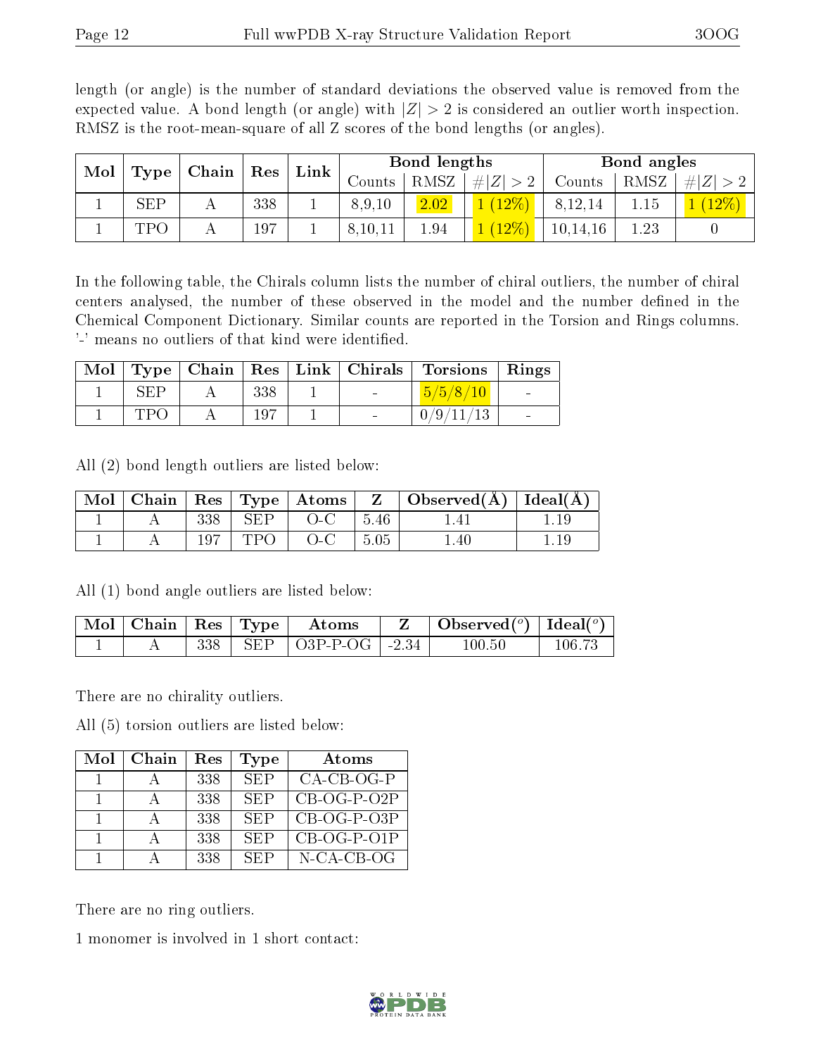length (or angle) is the number of standard deviations the observed value is removed from the expected value. A bond length (or angle) with $|Z| > 2$ is considered an outlier worth inspection. RMSZ is the root-mean-square of all Z scores of the bond lengths (or angles).

| Mol | Type | Chain | Res | Link | Bond lengths | | | Bond angles | | |
|---|---|---|---|---|---|---|---|---|---|---|
| | | | | | Counts | RMSZ | $\#\|Z\| > 2$ | Counts | RMSZ | $\#\|Z\| > 2$ |
| 1 | SEP | A | 338 | 1 | 8,9,10 | 2.02 | 1 (12%) | 8,12,14 | 1.15 | 1 (12%) |
| 1 | TPO | A | 197 | 1 | 8,10,11 | 1.94 | 1 (12%) | 10,14,16 | 1.23 | 0 |

In the following table, the Chirals column lists the number of chiral outliers, the number of chiral centers analysed, the number of these observed in the model and the number defined in the Chemical Component Dictionary. Similar counts are reported in the Torsion and Rings columns. '-' means no outliers of that kind were identified.

| Mol | Type | Chain | Res | Link | Chirals | Torsions | Rings |
|---|---|---|---|---|---|---|---|
| 1 | SEP | A | 338 | 1 | - | 5/5/8/10 | - |
| 1 | TPO | A | 197 | 1 | - | 0/9/11/13 | - |

All (2) bond length outliers are listed below:

| Mol | Chain | Res | Type | Atoms | Z | Observed(Å) | Ideal(Å) |
|---|---|---|---|---|---|---|---|
| 1 | A | 338 | SEP | O-C | 5.46 | 1.41 | 1.19 |
| 1 | A | 197 | TPO | O-C | 5.05 | 1.40 | 1.19 |

All (1) bond angle outliers are listed below:

| Mol | Chain | Res | Type | Atoms | Z | Observed(°) | Ideal(°) |
|---|---|---|---|---|---|---|---|
| 1 | A | 338 | SEP | O3P-P-OG | -2.34 | 100.50 | 106.73 |

There are no chirality outliers.

All (5) torsion outliers are listed below:

| Mol | Chain | Res | Type | Atoms |
|---|---|---|---|---|
| 1 | A | 338 | SEP | CA-CB-OG-P |
| 1 | A | 338 | SEP | CB-OG-P-O2P |
| 1 | A | 338 | SEP | CB-OG-P-O3P |
| 1 | A | 338 | SEP | CB-OG-P-O1P |
| 1 | A | 338 | SEP | N-CA-CB-OG |

There are no ring outliers.

1 monomer is involved in 1 short contact: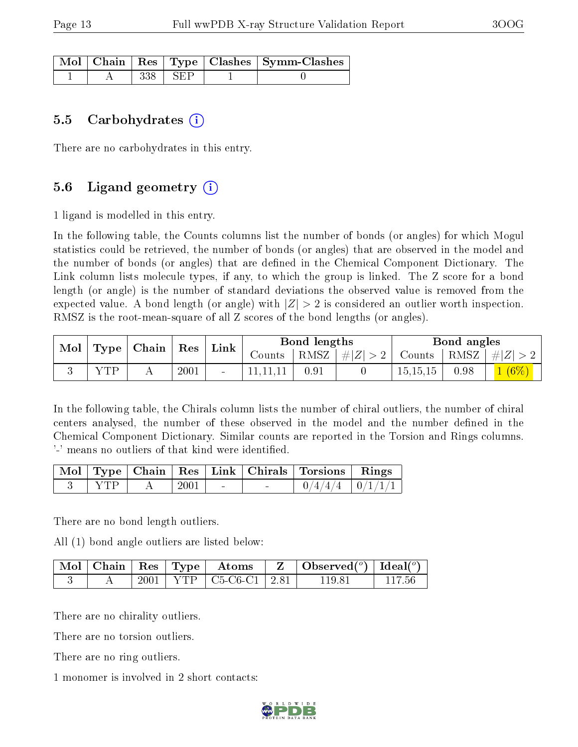| Mol | Chain | Res | Type | Clashes | Symm-Clashes |
|---|---|---|---|---|---|
| 1 | A | 338 | SEP | 1 | 0 |

### 5.5 Carbohydrates

There are no carbohydrates in this entry.

### 5.6 Ligand geometry

1 ligand is modelled in this entry.

In the following table, the Counts columns list the number of bonds (or angles) for which Mogul statistics could be retrieved, the number of bonds (or angles) that are observed in the model and the number of bonds (or angles) that are defined in the Chemical Component Dictionary. The Link column lists molecule types, if any, to which the group is linked. The Z score for a bond length (or angle) is the number of standard deviations the observed value is removed from the expected value. A bond length (or angle) with $|Z| > 2$ is considered an outlier worth inspection. RMSZ is the root-mean-square of all Z scores of the bond lengths (or angles).

| Mol | Type | Chain | Res | Link | Bond lengths | | | Bond angles | | |
|---|---|---|---|---|---|---|---|---|---|---|
| | | | | | Counts | RMSZ | $\#\|Z\| > 2$ | Counts | RMSZ | $\#\|Z\| > 2$ |
| 3 | YTP | A | 2001 | - | 11,11,11 | 0.91 | 0 | 15,15,15 | 0.98 | 1 (6%) |

In the following table, the Chirals column lists the number of chiral outliers, the number of chiral centers analysed, the number of these observed in the model and the number defined in the Chemical Component Dictionary. Similar counts are reported in the Torsion and Rings columns. '-' means no outliers of that kind were identified.

| Mol | Type | Chain | Res | Link | Chirals | Torsions | Rings |
|---|---|---|---|---|---|---|---|
| 3 | YTP | A | 2001 | - | - | 0/4/4/4 | 0/1/1/1 |

There are no bond length outliers.

All (1) bond angle outliers are listed below:

| Mol | Chain | Res | Type | Atoms | Z | Observed(°) | Ideal(°) |
|---|---|---|---|---|---|---|---|
| 3 | A | 2001 | YTP | C5-C6-C1 | 2.81 | 119.81 | 117.56 |

There are no chirality outliers.

There are no torsion outliers.

There are no ring outliers.

1 monomer is involved in 2 short contacts: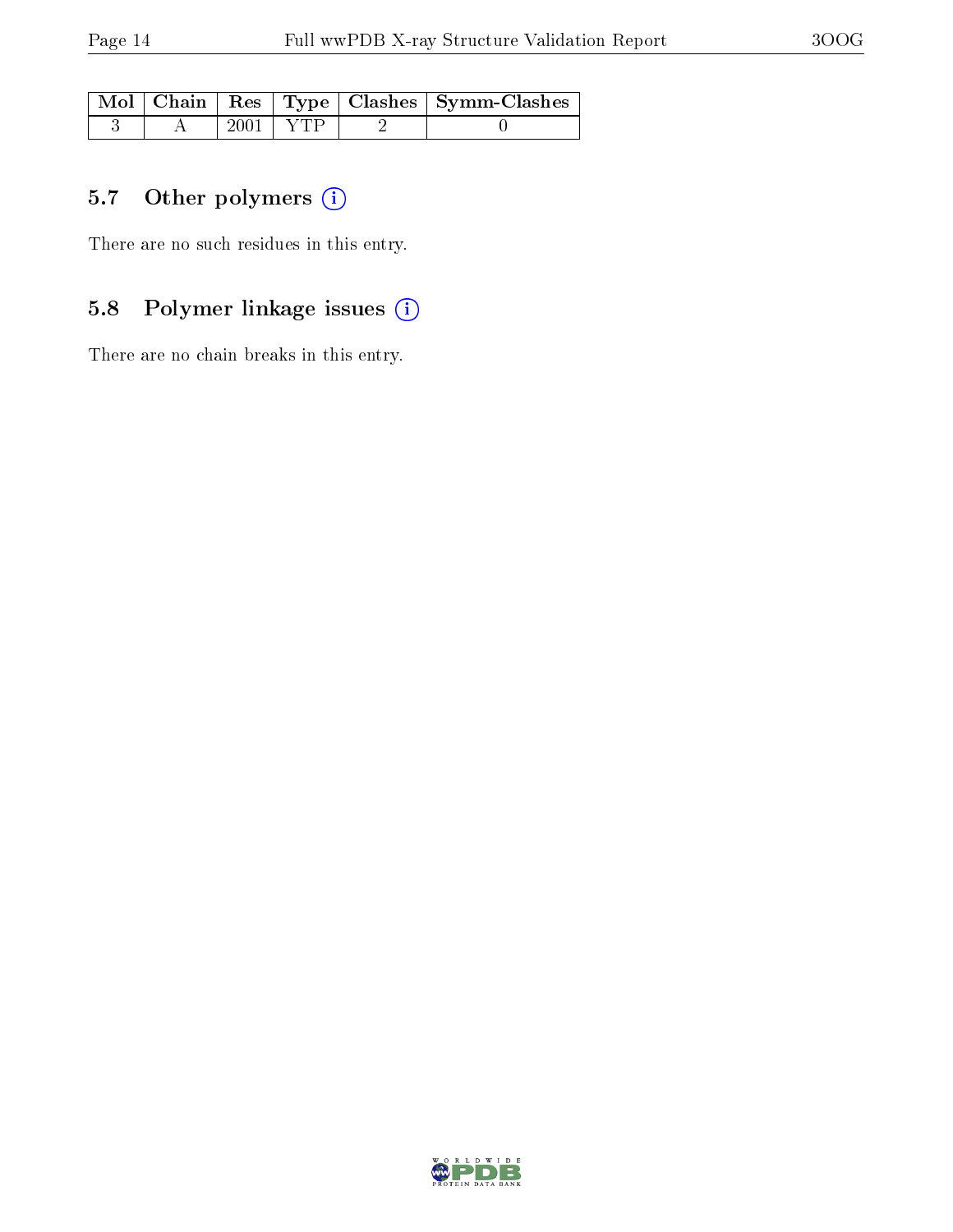| Mol | Chain | Res | Type | Clashes | Symm-Clashes |
|---|---|---|---|---|---|
| 3 | A | 2001 | YTP | 2 | 0 |

### 5.7 Other polymers

There are no such residues in this entry.

### 5.8 Polymer linkage issues

There are no chain breaks in this entry.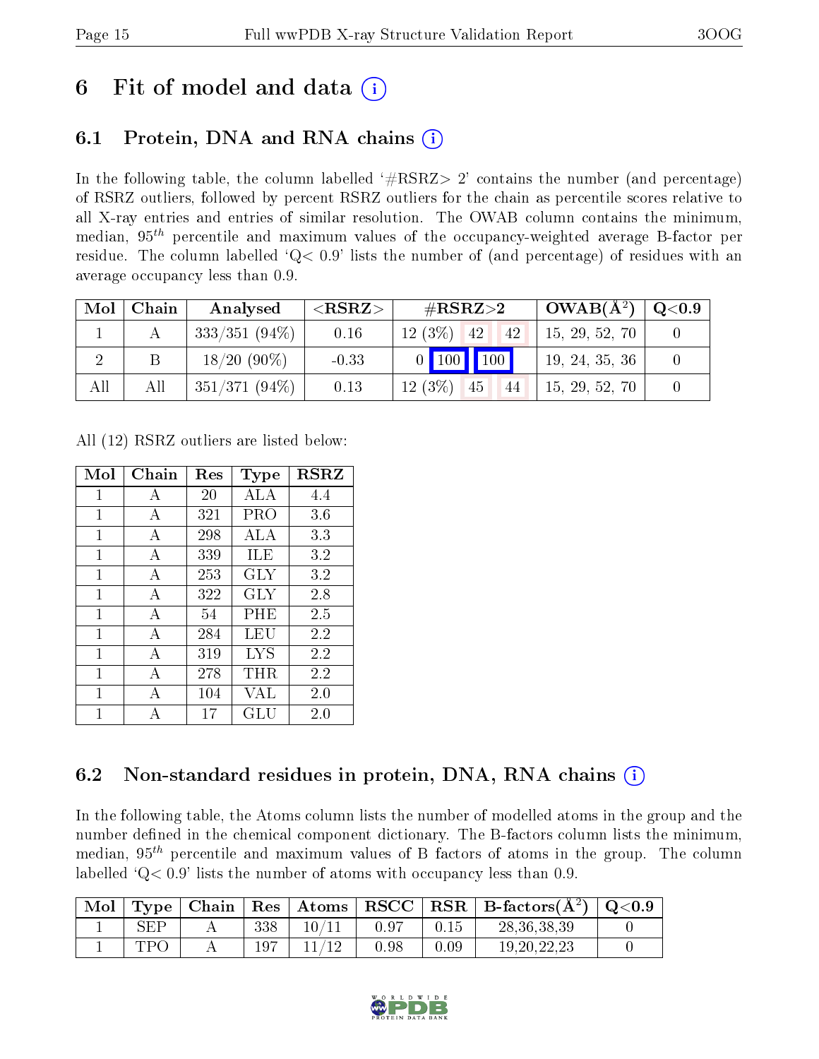# 6 Fit of model and data (i)

## 6.1 Protein, DNA and RNA chains (i)

In the following table, the column labelled '#RSRZ> 2' contains the number (and percentage) of RSRZ outliers, followed by percent RSRZ outliers for the chain as percentile scores relative to all X-ray entries and entries of similar resolution. The OWAB column contains the minimum, median, $95^{th}$ percentile and maximum values of the occupancy-weighted average B-factor per residue. The column labelled 'Q< 0.9' lists the number of (and percentage) of residues with an average occupancy less than 0.9.

| Mol | Chain | Analysed | <RSRZ> | #RSRZ>2 | | | OWAB(Å$^2$) | Q<0.9 |
|---|---|---|---|---|---|---|---|---|
| 1 | A | 333/351 (94%) | 0.16 | 12 (3%) | 42 | 42 | 15, 29, 52, 70 | 0 |
| 2 | B | 18/20 (90%) | -0.33 | 0 | 100 | 100 | 19, 24, 35, 36 | 0 |
| All | All | 351/371 (94%) | 0.13 | 12 (3%) | 45 | 44 | 15, 29, 52, 70 | 0 |

All (12) RSRZ outliers are listed below:

| Mol | Chain | Res | Type | RSRZ |
|---|---|---|---|---|
| 1 | A | 20 | ALA | 4.4 |
| 1 | A | 321 | PRO | 3.6 |
| 1 | A | 298 | ALA | 3.3 |
| 1 | A | 339 | ILE | 3.2 |
| 1 | A | 253 | GLY | 3.2 |
| 1 | A | 322 | GLY | 2.8 |
| 1 | A | 54 | PHE | 2.5 |
| 1 | A | 284 | LEU | 2.2 |
| 1 | A | 319 | LYS | 2.2 |
| 1 | A | 278 | THR | 2.2 |
| 1 | A | 104 | VAL | 2.0 |
| 1 | A | 17 | GLU | 2.0 |

## 6.2 Non-standard residues in protein, DNA, RNA chains (i)

In the following table, the Atoms column lists the number of modelled atoms in the group and the number defined in the chemical component dictionary. The B-factors column lists the minimum, median, $95^{th}$ percentile and maximum values of B factors of atoms in the group. The column labelled 'Q< 0.9' lists the number of atoms with occupancy less than 0.9.

| Mol | Type | Chain | Res | Atoms | RSCC | RSR | B-factors(Å$^2$) | Q<0.9 |
|---|---|---|---|---|---|---|---|---|
| 1 | SEP | A | 338 | 10/11 | 0.97 | 0.15 | 28,36,38,39 | 0 |
| 1 | TPO | A | 197 | 11/12 | 0.98 | 0.09 | 19,20,22,23 | 0 |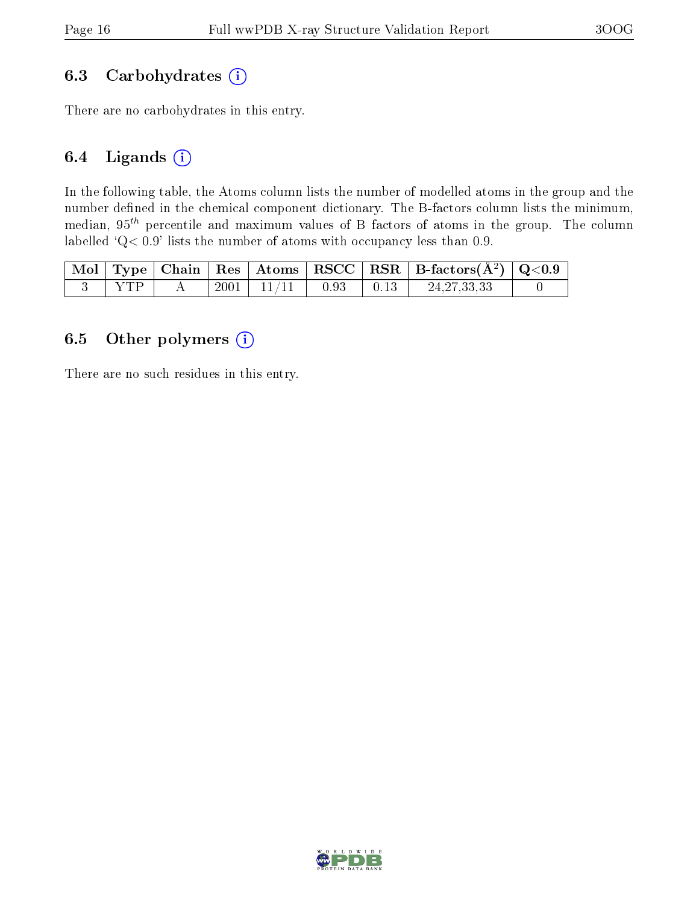### 6.3 Carbohydrates (i)

There are no carbohydrates in this entry.

### 6.4 Ligands (i)

In the following table, the Atoms column lists the number of modelled atoms in the group and the number defined in the chemical component dictionary. The B-factors column lists the minimum, median, $95^{th}$ percentile and maximum values of B factors of atoms in the group. The column labelled 'Q< 0.9' lists the number of atoms with occupancy less than 0.9.

| Mol | Type | Chain | Res | Atoms | RSCC | RSR | B-factors($Å^2$) | Q<0.9 |
|---|---|---|---|---|---|---|---|---|
| 3 | YTP | A | 2001 | 11/11 | 0.93 | 0.13 | 24,27,33,33 | 0 |

### 6.5 Other polymers (i)

There are no such residues in this entry.